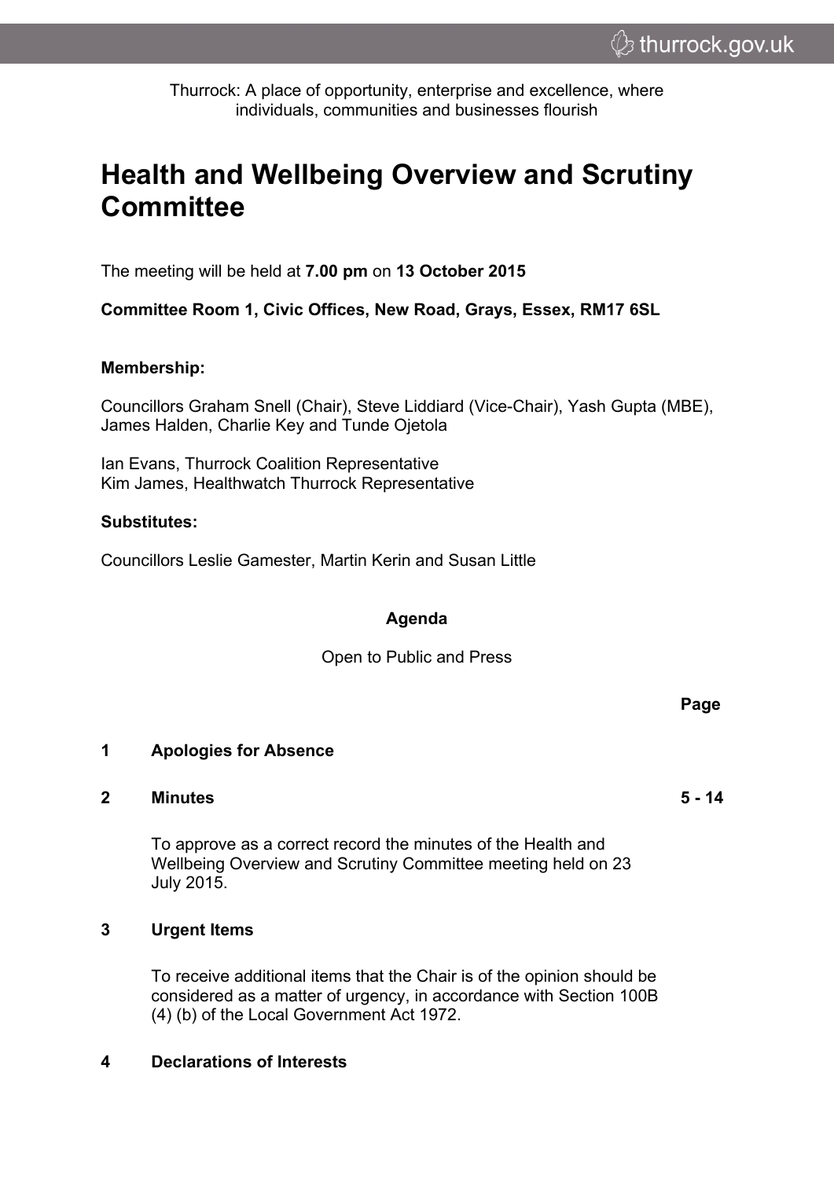Thurrock: A place of opportunity, enterprise and excellence, where individuals, communities and businesses flourish

# Health and Wellbeing Overview and Scrutiny Committee

The meeting will be held at **7.00 pm** on **13 October 2015**

**Committee Room 1, Civic Offices, New Road, Grays, Essex, RM17 6SL**

**Membership:**

Councillors Graham Snell (Chair), Steve Liddiard (Vice-Chair), Yash Gupta (MBE), James Halden, Charlie Key and Tunde Ojetola

Ian Evans, Thurrock Coalition Representative
Kim James, Healthwatch Thurrock Representative

**Substitutes:**

Councillors Leslie Gamester, Martin Kerin and Susan Little

**Agenda**

Open to Public and Press

| | | **Page** |
|---|---|---|
| **1** | **Apologies for Absence** | |
| **2** | **Minutes**<br><br>To approve as a correct record the minutes of the Health and Wellbeing Overview and Scrutiny Committee meeting held on 23 July 2015. | **5 - 14** |
| **3** | **Urgent Items**<br><br>To receive additional items that the Chair is of the opinion should be considered as a matter of urgency, in accordance with Section 100B (4) (b) of the Local Government Act 1972. | |
| **4** | **Declarations of Interests** | |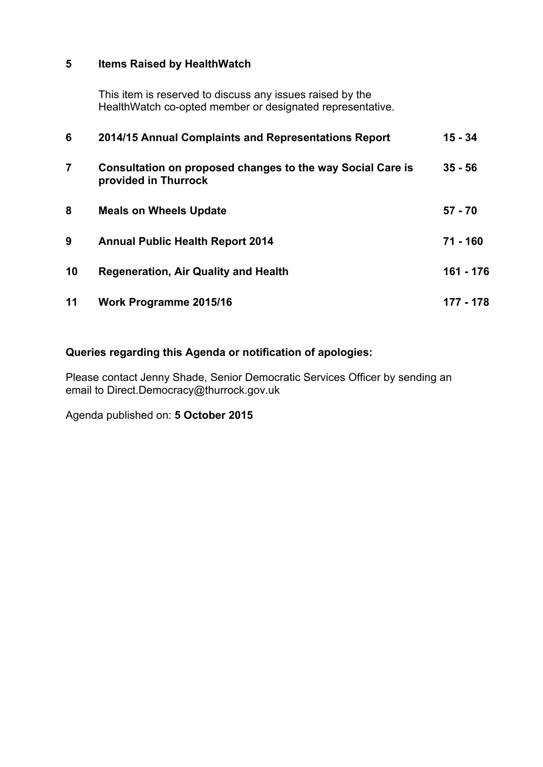| | | |
|---|---|---|
| **5** | **Items Raised by HealthWatch**<br><br>This item is reserved to discuss any issues raised by the HealthWatch co-opted member or designated representative. | |
| **6** | **2014/15 Annual Complaints and Representations Report** | **15 - 34** |
| **7** | **Consultation on proposed changes to the way Social Care is provided in Thurrock** | **35 - 56** |
| **8** | **Meals on Wheels Update** | **57 - 70** |
| **9** | **Annual Public Health Report 2014** | **71 - 160** |
| **10** | **Regeneration, Air Quality and Health** | **161 - 176** |
| **11** | **Work Programme 2015/16** | **177 - 178** |

**Queries regarding this Agenda or notification of apologies:**

Please contact Jenny Shade, Senior Democratic Services Officer by sending an email to Direct.Democracy@thurrock.gov.uk

Agenda published on: **5 October 2015**